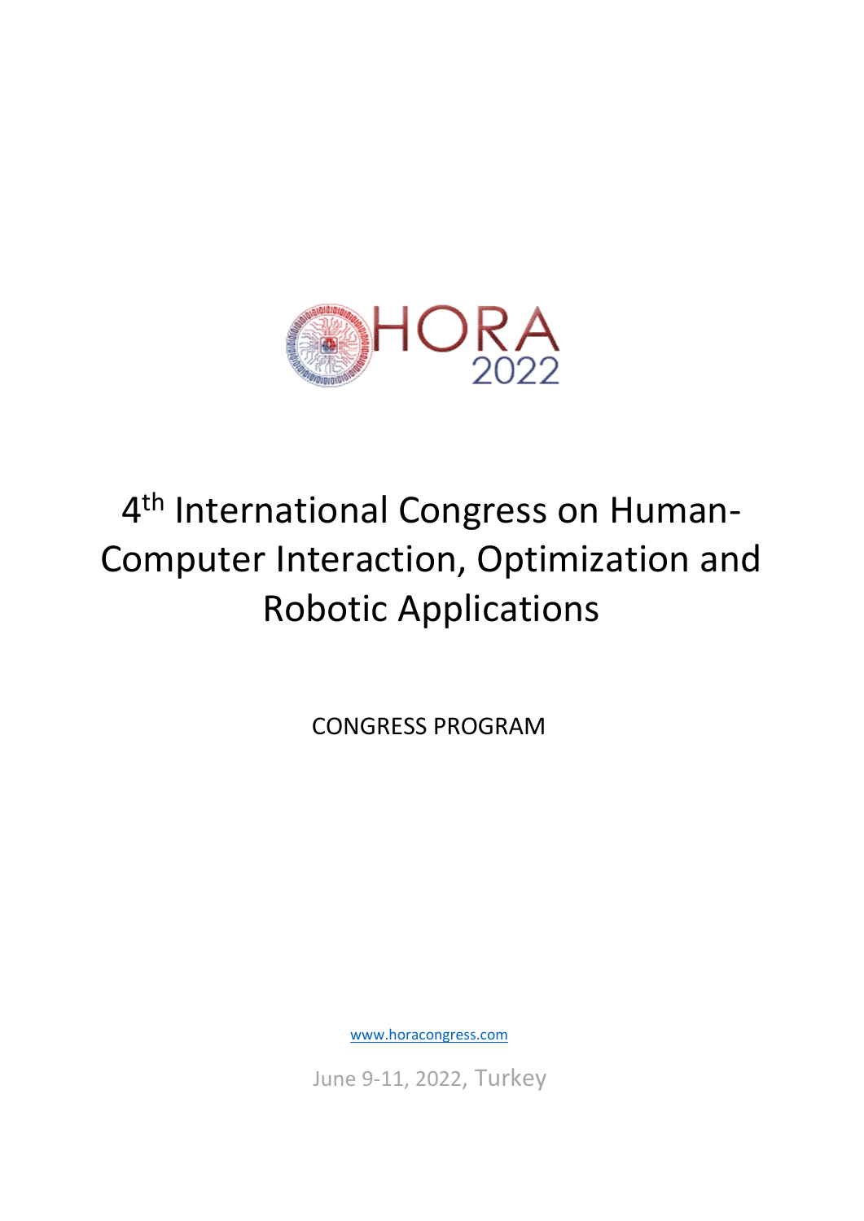HORA 2022

# 4th International Congress on Human-Computer Interaction, Optimization and Robotic Applications

CONGRESS PROGRAM

www.horacongress.com

June 9-11, 2022, Turkey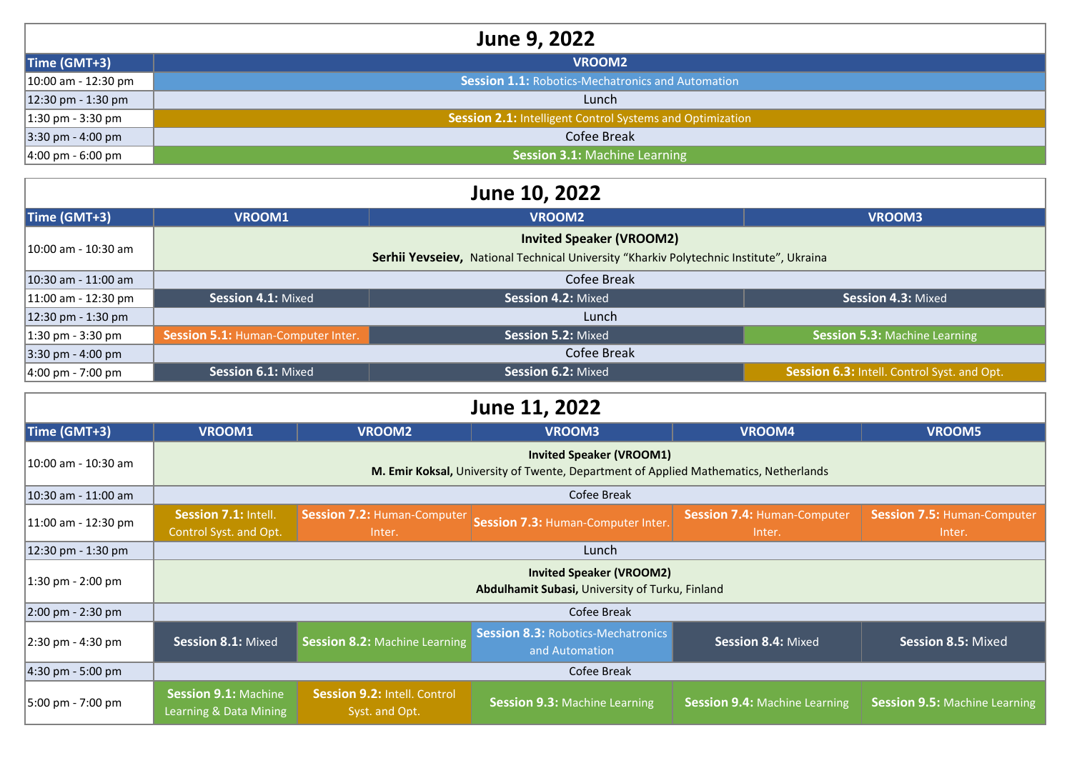## June 9, 2022

| Time (GMT+3) | VROOM2 |
| --- | --- |
| 10:00 am - 12:30 pm | **Session 1.1:** Robotics-Mechatronics and Automation |
| 12:30 pm - 1:30 pm | Lunch |
| 1:30 pm - 3:30 pm | **Session 2.1:** Intelligent Control Systems and Optimization |
| 3:30 pm - 4:00 pm | Cofee Break |
| 4:00 pm - 6:00 pm | **Session 3.1:** Machine Learning |

## June 10, 2022

| Time (GMT+3) | VROOM1 | VROOM2 | VROOM3 |
| --- | --- | --- | --- |
| 10:00 am - 10:30 am | **Invited Speaker (VROOM2)** **Serhii Yevseiev,** National Technical University "Kharkiv Polytechnic Institute", Ukraina | | |
| 10:30 am - 11:00 am | Cofee Break | | |
| 11:00 am - 12:30 pm | **Session 4.1:** Mixed | **Session 4.2:** Mixed | **Session 4.3:** Mixed |
| 12:30 pm - 1:30 pm | Lunch | | |
| 1:30 pm - 3:30 pm | **Session 5.1:** Human-Computer Inter. | **Session 5.2:** Mixed | **Session 5.3:** Machine Learning |
| 3:30 pm - 4:00 pm | Cofee Break | | |
| 4:00 pm - 7:00 pm | **Session 6.1:** Mixed | **Session 6.2:** Mixed | **Session 6.3:** Intell. Control Syst. and Opt. |

## June 11, 2022

| Time (GMT+3) | VROOM1 | VROOM2 | VROOM3 | VROOM4 | VROOM5 |
| --- | --- | --- | --- | --- | --- |
| 10:00 am - 10:30 am | **Invited Speaker (VROOM1)** **M. Emir Koksal,** University of Twente, Department of Applied Mathematics, Netherlands | | | | |
| 10:30 am - 11:00 am | Cofee Break | | | | |
| 11:00 am - 12:30 pm | **Session 7.1:** Intell. Control Syst. and Opt. | **Session 7.2:** Human-Computer Inter. | **Session 7.3:** Human-Computer Inter. | **Session 7.4:** Human-Computer Inter. | **Session 7.5:** Human-Computer Inter. |
| 12:30 pm - 1:30 pm | Lunch | | | | |
| 1:30 pm - 2:00 pm | **Invited Speaker (VROOM2)** **Abdulhamit Subasi,** University of Turku, Finland | | | | |
| 2:00 pm - 2:30 pm | Cofee Break | | | | |
| 2:30 pm - 4:30 pm | **Session 8.1:** Mixed | **Session 8.2:** Machine Learning | **Session 8.3:** Robotics-Mechatronics and Automation | **Session 8.4:** Mixed | **Session 8.5:** Mixed |
| 4:30 pm - 5:00 pm | Cofee Break | | | | |
| 5:00 pm - 7:00 pm | **Session 9.1:** Machine Learning & Data Mining | **Session 9.2:** Intell. Control Syst. and Opt. | **Session 9.3:** Machine Learning | **Session 9.4:** Machine Learning | **Session 9.5:** Machine Learning |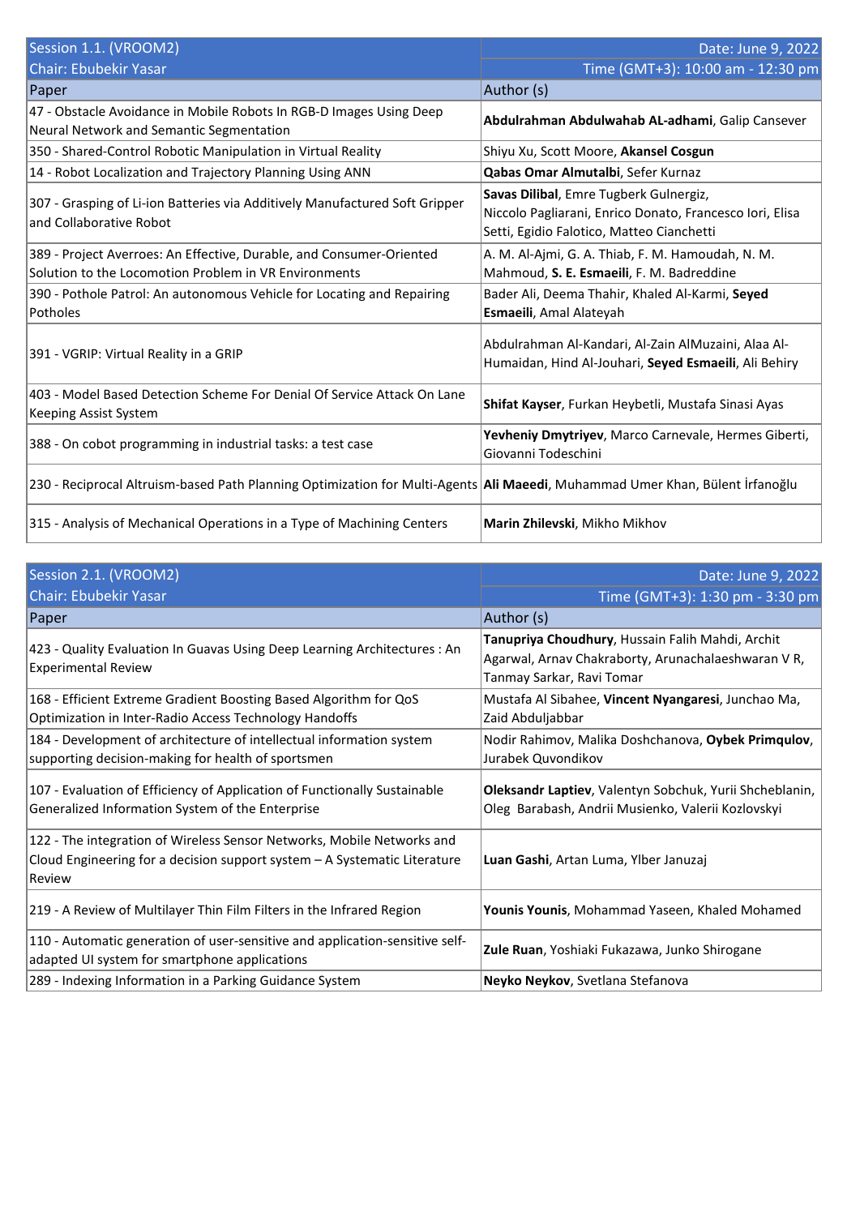| Session 1.1. (VROOM2) | Date: June 9, 2022 |
|---|---|
| Chair: Ebubekir Yasar | Time (GMT+3): 10:00 am - 12:30 pm |
| Paper | Author (s) |
| 47 - Obstacle Avoidance in Mobile Robots In RGB-D Images Using Deep Neural Network and Semantic Segmentation | **Abdulrahman Abdulwahab AL-adhami**, Galip Cansever |
| 350 - Shared-Control Robotic Manipulation in Virtual Reality | Shiyu Xu, Scott Moore, **Akansel Cosgun** |
| 14 - Robot Localization and Trajectory Planning Using ANN | **Qabas Omar Almutalbi**, Sefer Kurnaz |
| 307 - Grasping of Li-ion Batteries via Additively Manufactured Soft Gripper and Collaborative Robot | **Savas Dilibal**, Emre Tugberk Gulnergiz, Niccolo Pagliarani, Enrico Donato, Francesco Iori, Elisa Setti, Egidio Falotico, Matteo Cianchetti |
| 389 - Project Averroes: An Effective, Durable, and Consumer-Oriented Solution to the Locomotion Problem in VR Environments | A. M. Al-Ajmi, G. A. Thiab, F. M. Hamoudah, N. M. Mahmoud, **S. E. Esmaeili**, F. M. Badreddine |
| 390 - Pothole Patrol: An autonomous Vehicle for Locating and Repairing Potholes | Bader Ali, Deema Thahir, Khaled Al-Karmi, **Seyed Esmaeili**, Amal Alateyah |
| 391 - VGRIP: Virtual Reality in a GRIP | Abdulrahman Al-Kandari, Al-Zain AlMuzaini, Alaa Al-Humaidan, Hind Al-Jouhari, **Seyed Esmaeili**, Ali Behiry |
| 403 - Model Based Detection Scheme For Denial Of Service Attack On Lane Keeping Assist System | **Shifat Kayser**, Furkan Heybetli, Mustafa Sinasi Ayas |
| 388 - On cobot programming in industrial tasks: a test case | **Yevheniy Dmytriyev**, Marco Carnevale, Hermes Giberti, Giovanni Todeschini |
| 230 - Reciprocal Altruism-based Path Planning Optimization for Multi-Agents | **Ali Maeedi**, Muhammad Umer Khan, Bülent İrfanoğlu |
| 315 - Analysis of Mechanical Operations in a Type of Machining Centers | **Marin Zhilevski**, Mikho Mikhov |

| Session 2.1. (VROOM2) | Date: June 9, 2022 |
|---|---|
| Chair: Ebubekir Yasar | Time (GMT+3): 1:30 pm - 3:30 pm |
| Paper | Author (s) |
| 423 - Quality Evaluation In Guavas Using Deep Learning Architectures : An Experimental Review | **Tanupriya Choudhury**, Hussain Falih Mahdi, Archit Agarwal, Arnav Chakraborty, Arunachalaeshwaran V R, Tanmay Sarkar, Ravi Tomar |
| 168 - Efficient Extreme Gradient Boosting Based Algorithm for QoS Optimization in Inter-Radio Access Technology Handoffs | Mustafa Al Sibahee, **Vincent Nyangaresi**, Junchao Ma, Zaid Abduljabbar |
| 184 - Development of architecture of intellectual information system supporting decision-making for health of sportsmen | Nodir Rahimov, Malika Doshchanova, **Oybek Primqulov**, Jurabek Quvondikov |
| 107 - Evaluation of Efficiency of Application of Functionally Sustainable Generalized Information System of the Enterprise | **Oleksandr Laptiev**, Valentyn Sobchuk, Yurii Shcheblanin, Oleg Barabash, Andrii Musienko, Valerii Kozlovskyi |
| 122 - The integration of Wireless Sensor Networks, Mobile Networks and Cloud Engineering for a decision support system – A Systematic Literature Review | **Luan Gashi**, Artan Luma, Ylber Januzaj |
| 219 - A Review of Multilayer Thin Film Filters in the Infrared Region | **Younis Younis**, Mohammad Yaseen, Khaled Mohamed |
| 110 - Automatic generation of user-sensitive and application-sensitive self-adapted UI system for smartphone applications | **Zule Ruan**, Yoshiaki Fukazawa, Junko Shirogane |
| 289 - Indexing Information in a Parking Guidance System | **Neyko Neykov**, Svetlana Stefanova |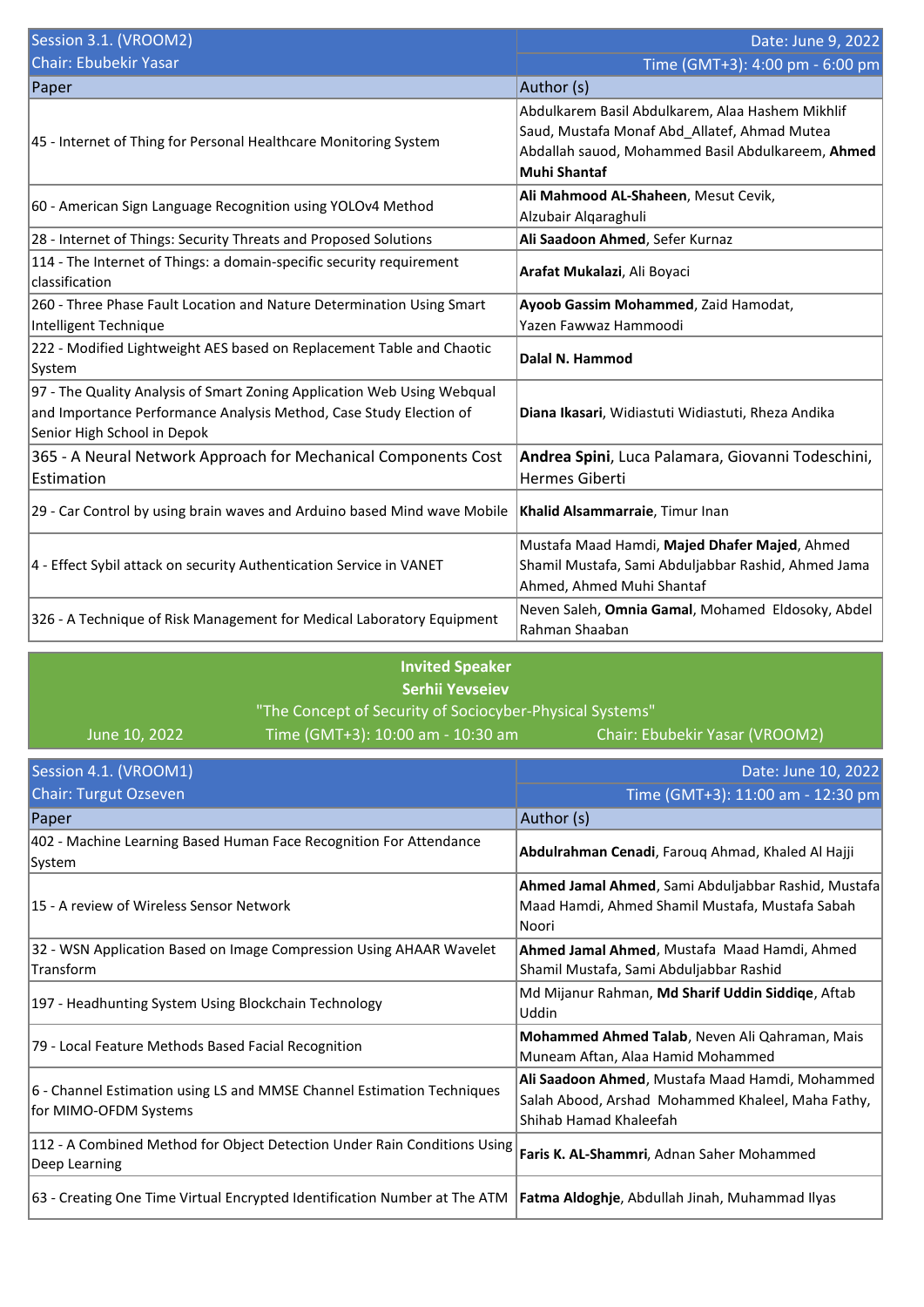| Session 3.1. (VROOM2) | Date: June 9, 2022 |
|---|---|
| Chair: Ebubekir Yasar | Time (GMT+3): 4:00 pm - 6:00 pm |
| **Paper** | **Author (s)** |
| 45 - Internet of Thing for Personal Healthcare Monitoring System | Abdulkarem Basil Abdulkarem, Alaa Hashem Mikhlif Saud, Mustafa Monaf Abd_Allatef, Ahmad Mutea Abdallah sauod, Mohammed Basil Abdulkareem, **Ahmed Muhi Shantaf** |
| 60 - American Sign Language Recognition using YOLOv4 Method | **Ali Mahmood AL-Shaheen**, Mesut Cevik, Alzubair Alqaraghuli |
| 28 - Internet of Things: Security Threats and Proposed Solutions | **Ali Saadoon Ahmed**, Sefer Kurnaz |
| 114 - The Internet of Things: a domain-specific security requirement classification | **Arafat Mukalazi**, Ali Boyaci |
| 260 - Three Phase Fault Location and Nature Determination Using Smart Intelligent Technique | **Ayoob Gassim Mohammed**, Zaid Hamodat, Yazen Fawwaz Hammoodi |
| 222 - Modified Lightweight AES based on Replacement Table and Chaotic System | **Dalal N. Hammod** |
| 97 - The Quality Analysis of Smart Zoning Application Web Using Webqual and Importance Performance Analysis Method, Case Study Election of Senior High School in Depok | **Diana Ikasari**, Widiastuti Widiastuti, Rheza Andika |
| 365 - A Neural Network Approach for Mechanical Components Cost Estimation | **Andrea Spini**, Luca Palamara, Giovanni Todeschini, Hermes Giberti |
| 29 - Car Control by using brain waves and Arduino based Mind wave Mobile | **Khalid Alsammarraie**, Timur Inan |
| 4 - Effect Sybil attack on security Authentication Service in VANET | Mustafa Maad Hamdi, **Majed Dhafer Majed**, Ahmed Shamil Mustafa, Sami Abduljabbar Rashid, Ahmed Jama Ahmed, Ahmed Muhi Shantaf |
| 326 - A Technique of Risk Management for Medical Laboratory Equipment | Neven Saleh, **Omnia Gamal**, Mohamed Eldosoky, Abdel Rahman Shaaban |

**Invited Speaker**

**Serhii Yevseiev**

"The Concept of Security of Sociocyber-Physical Systems"

June 10, 2022 — Time (GMT+3): 10:00 am - 10:30 am — Chair: Ebubekir Yasar (VROOM2)

| Session 4.1. (VROOM1) | Date: June 10, 2022 |
|---|---|
| Chair: Turgut Ozseven | Time (GMT+3): 11:00 am - 12:30 pm |
| **Paper** | **Author (s)** |
| 402 - Machine Learning Based Human Face Recognition For Attendance System | **Abdulrahman Cenadi**, Farouq Ahmad, Khaled Al Hajji |
| 15 - A review of Wireless Sensor Network | **Ahmed Jamal Ahmed**, Sami Abduljabbar Rashid, Mustafa Maad Hamdi, Ahmed Shamil Mustafa, Mustafa Sabah Noori |
| 32 - WSN Application Based on Image Compression Using AHAAR Wavelet Transform | **Ahmed Jamal Ahmed**, Mustafa Maad Hamdi, Ahmed Shamil Mustafa, Sami Abduljabbar Rashid |
| 197 - Headhunting System Using Blockchain Technology | Md Mijanur Rahman, **Md Sharif Uddin Siddiqe**, Aftab Uddin |
| 79 - Local Feature Methods Based Facial Recognition | **Mohammed Ahmed Talab**, Neven Ali Qahraman, Mais Muneam Aftan, Alaa Hamid Mohammed |
| 6 - Channel Estimation using LS and MMSE Channel Estimation Techniques for MIMO-OFDM Systems | **Ali Saadoon Ahmed**, Mustafa Maad Hamdi, Mohammed Salah Abood, Arshad Mohammed Khaleel, Maha Fathy, Shihab Hamad Khaleefah |
| 112 - A Combined Method for Object Detection Under Rain Conditions Using Deep Learning | **Faris K. AL-Shammri**, Adnan Saher Mohammed |
| 63 - Creating One Time Virtual Encrypted Identification Number at The ATM | **Fatma Aldoghje**, Abdullah Jinah, Muhammad Ilyas |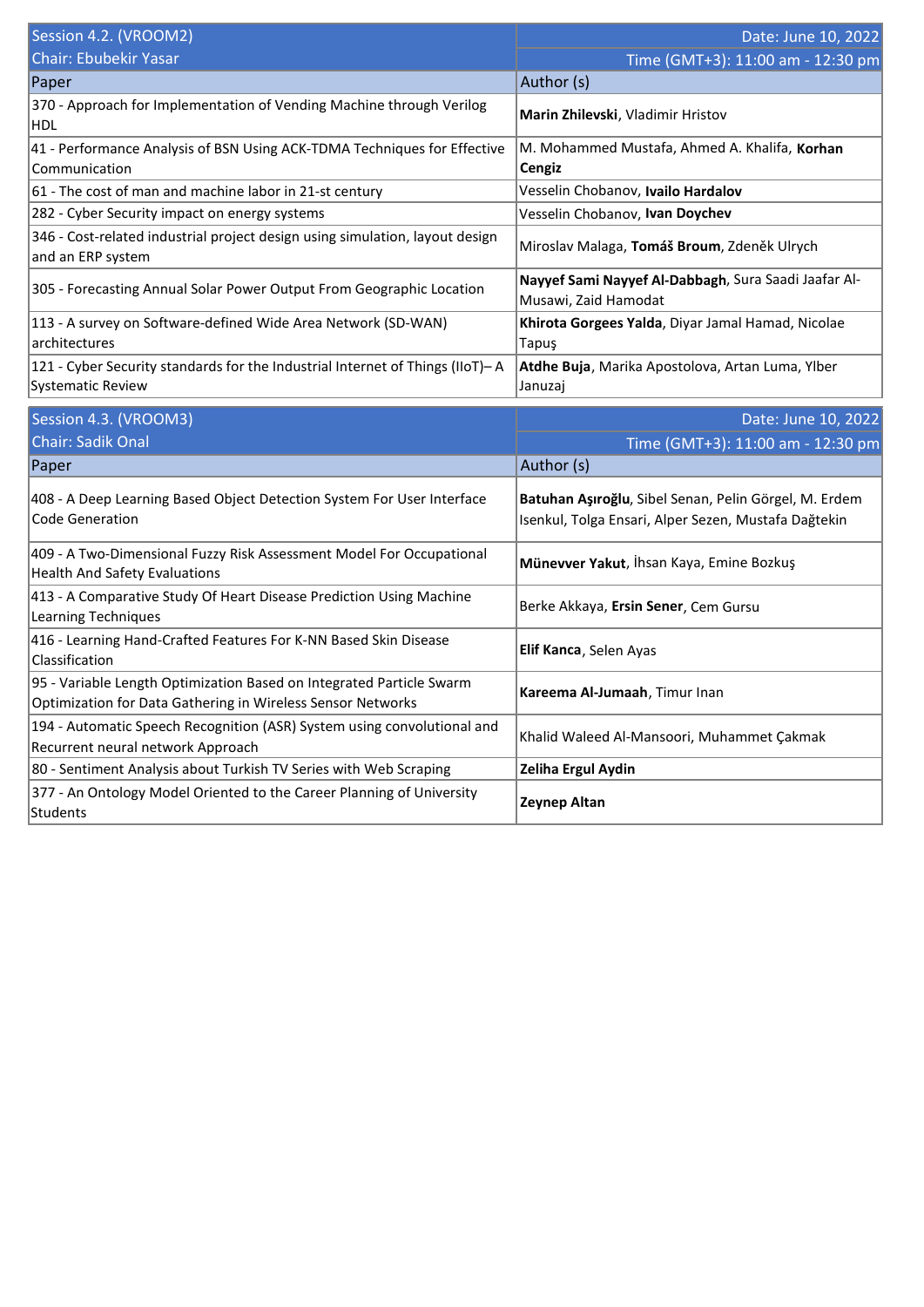| Session 4.2. (VROOM2) | Date: June 10, 2022 |
|---|---|
| Chair: Ebubekir Yasar | Time (GMT+3): 11:00 am - 12:30 pm |
| Paper | Author (s) |
| 370 - Approach for Implementation of Vending Machine through Verilog HDL | **Marin Zhilevski**, Vladimir Hristov |
| 41 - Performance Analysis of BSN Using ACK-TDMA Techniques for Effective Communication | M. Mohammed Mustafa, Ahmed A. Khalifa, **Korhan Cengiz** |
| 61 - The cost of man and machine labor in 21-st century | Vesselin Chobanov, **Ivailo Hardalov** |
| 282 - Cyber Security impact on energy systems | Vesselin Chobanov, **Ivan Doychev** |
| 346 - Cost-related industrial project design using simulation, layout design and an ERP system | Miroslav Malaga, **Tomáš Broum**, Zdeněk Ulrych |
| 305 - Forecasting Annual Solar Power Output From Geographic Location | **Nayyef Sami Nayyef Al-Dabbagh**, Sura Saadi Jaafar Al-Musawi, Zaid Hamodat |
| 113 - A survey on Software-defined Wide Area Network (SD-WAN) architectures | **Khirota Gorgees Yalda**, Diyar Jamal Hamad, Nicolae Tapuş |
| 121 - Cyber Security standards for the Industrial Internet of Things (IIoT)– A Systematic Review | **Atdhe Buja**, Marika Apostolova, Artan Luma, Ylber Januzaj |

| Session 4.3. (VROOM3) | Date: June 10, 2022 |
|---|---|
| Chair: Sadik Onal | Time (GMT+3): 11:00 am - 12:30 pm |
| Paper | Author (s) |
| 408 - A Deep Learning Based Object Detection System For User Interface Code Generation | **Batuhan Aşıroğlu**, Sibel Senan, Pelin Görgel, M. Erdem Isenkul, Tolga Ensari, Alper Sezen, Mustafa Dağtekin |
| 409 - A Two-Dimensional Fuzzy Risk Assessment Model For Occupational Health And Safety Evaluations | **Münevver Yakut**, İhsan Kaya, Emine Bozkuş |
| 413 - A Comparative Study Of Heart Disease Prediction Using Machine Learning Techniques | Berke Akkaya, **Ersin Sener**, Cem Gursu |
| 416 - Learning Hand-Crafted Features For K-NN Based Skin Disease Classification | **Elif Kanca**, Selen Ayas |
| 95 - Variable Length Optimization Based on Integrated Particle Swarm Optimization for Data Gathering in Wireless Sensor Networks | **Kareema Al-Jumaah**, Timur Inan |
| 194 - Automatic Speech Recognition (ASR) System using convolutional and Recurrent neural network Approach | Khalid Waleed Al-Mansoori, Muhammet Çakmak |
| 80 - Sentiment Analysis about Turkish TV Series with Web Scraping | **Zeliha Ergul Aydin** |
| 377 - An Ontology Model Oriented to the Career Planning of University Students | **Zeynep Altan** |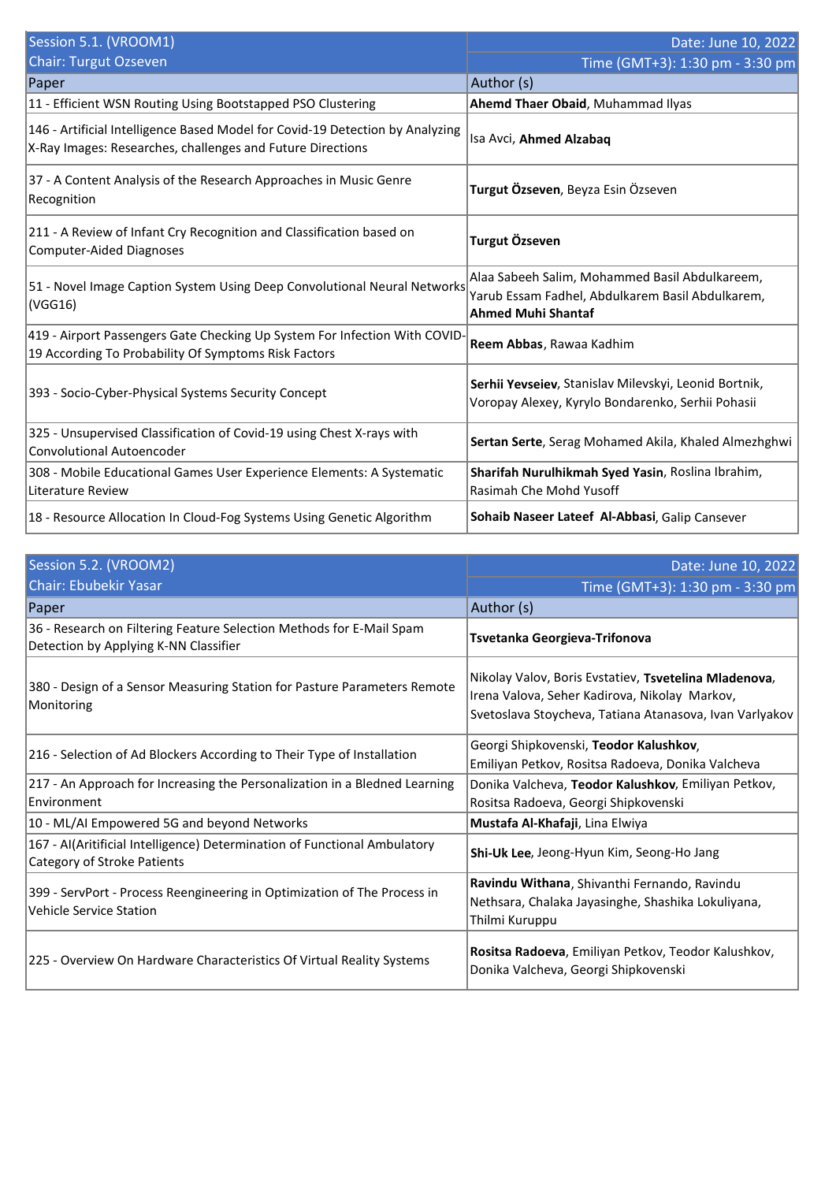| Session 5.1. (VROOM1) | Date: June 10, 2022 |
|---|---|
| Chair: Turgut Ozseven | Time (GMT+3): 1:30 pm - 3:30 pm |
| Paper | Author (s) |
| 11 - Efficient WSN Routing Using Bootstapped PSO Clustering | **Ahemd Thaer Obaid**, Muhammad Ilyas |
| 146 - Artificial Intelligence Based Model for Covid-19 Detection by Analyzing X-Ray Images: Researches, challenges and Future Directions | Isa Avci, **Ahmed Alzabaq** |
| 37 - A Content Analysis of the Research Approaches in Music Genre Recognition | **Turgut Özseven**, Beyza Esin Özseven |
| 211 - A Review of Infant Cry Recognition and Classification based on Computer-Aided Diagnoses | **Turgut Özseven** |
| 51 - Novel Image Caption System Using Deep Convolutional Neural Networks (VGG16) | Alaa Sabeeh Salim, Mohammed Basil Abdulkareem, Yarub Essam Fadhel, Abdulkarem Basil Abdulkarem, **Ahmed Muhi Shantaf** |
| 419 - Airport Passengers Gate Checking Up System For Infection With COVID-19 According To Probability Of Symptoms Risk Factors | **Reem Abbas**, Rawaa Kadhim |
| 393 - Socio-Cyber-Physical Systems Security Concept | **Serhii Yevseiev**, Stanislav Milevskyi, Leonid Bortnik, Voropay Alexey, Kyrylo Bondarenko, Serhii Pohasii |
| 325 - Unsupervised Classification of Covid-19 using Chest X-rays with Convolutional Autoencoder | **Sertan Serte**, Serag Mohamed Akila, Khaled Almezhghwi |
| 308 - Mobile Educational Games User Experience Elements: A Systematic Literature Review | **Sharifah Nurulhikmah Syed Yasin**, Roslina Ibrahim, Rasimah Che Mohd Yusoff |
| 18 - Resource Allocation In Cloud-Fog Systems Using Genetic Algorithm | **Sohaib Naseer Lateef Al-Abbasi**, Galip Cansever |

| Session 5.2. (VROOM2) | Date: June 10, 2022 |
|---|---|
| Chair: Ebubekir Yasar | Time (GMT+3): 1:30 pm - 3:30 pm |
| Paper | Author (s) |
| 36 - Research on Filtering Feature Selection Methods for E-Mail Spam Detection by Applying K-NN Classifier | **Tsvetanka Georgieva-Trifonova** |
| 380 - Design of a Sensor Measuring Station for Pasture Parameters Remote Monitoring | Nikolay Valov, Boris Evstatiev, **Tsvetelina Mladenova**, Irena Valova, Seher Kadirova, Nikolay Markov, Svetoslava Stoycheva, Tatiana Atanasova, Ivan Varlyakov |
| 216 - Selection of Ad Blockers According to Their Type of Installation | Georgi Shipkovenski, **Teodor Kalushkov**, Emiliyan Petkov, Rositsa Radoeva, Donika Valcheva |
| 217 - An Approach for Increasing the Personalization in a Bledned Learning Environment | Donika Valcheva, **Teodor Kalushkov**, Emiliyan Petkov, Rositsa Radoeva, Georgi Shipkovenski |
| 10 - ML/AI Empowered 5G and beyond Networks | **Mustafa Al-Khafaji**, Lina Elwiya |
| 167 - AI(Aritificial Intelligence) Determination of Functional Ambulatory Category of Stroke Patients | **Shi-Uk Lee**, Jeong-Hyun Kim, Seong-Ho Jang |
| 399 - ServPort - Process Reengineering in Optimization of The Process in Vehicle Service Station | **Ravindu Withana**, Shivanthi Fernando, Ravindu Nethsara, Chalaka Jayasinghe, Shashika Lokuliyana, Thilmi Kuruppu |
| 225 - Overview On Hardware Characteristics Of Virtual Reality Systems | **Rositsa Radoeva**, Emiliyan Petkov, Teodor Kalushkov, Donika Valcheva, Georgi Shipkovenski |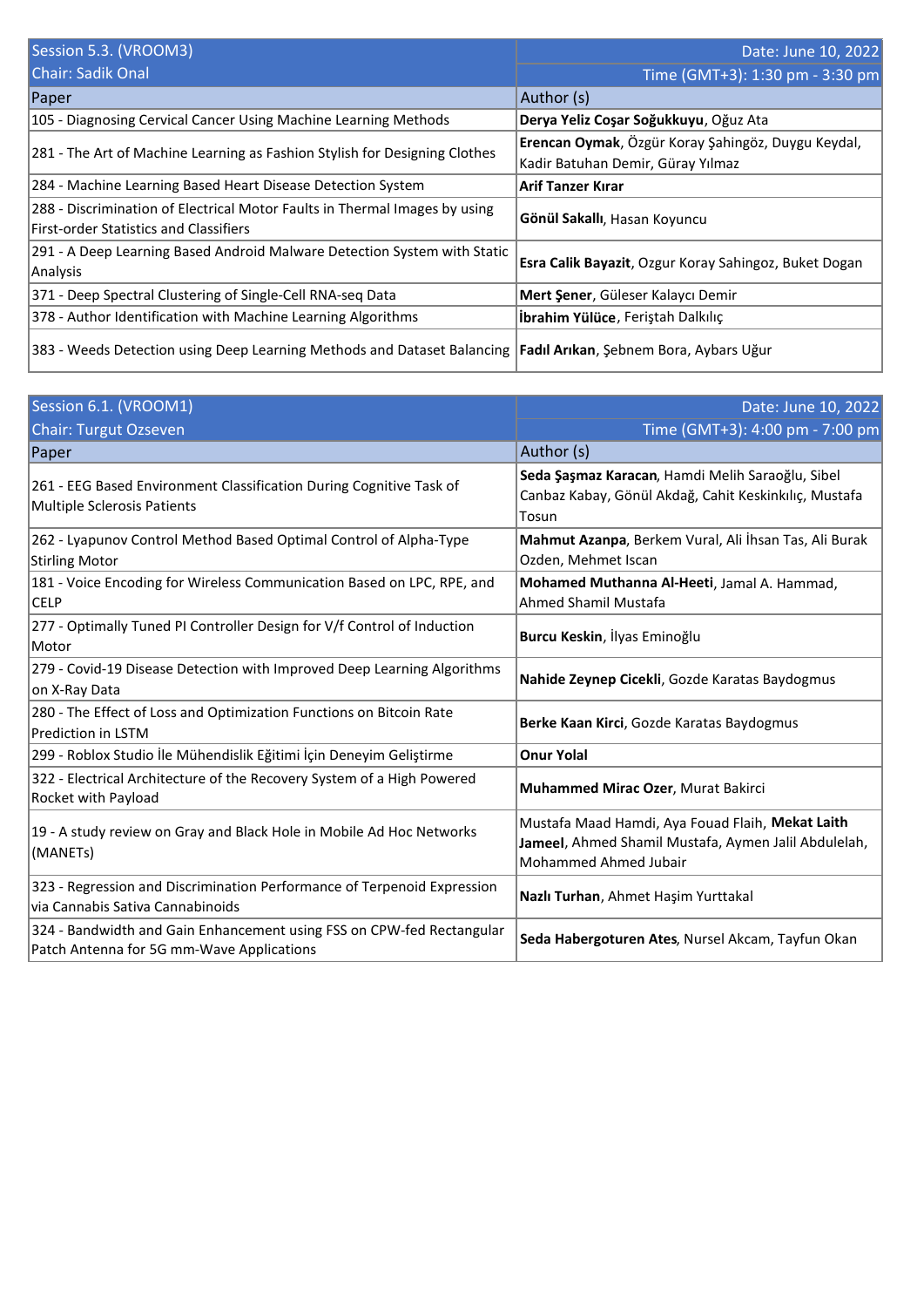| Session 5.3. (VROOM3) | Date: June 10, 2022 |
| --- | --- |
| Chair: Sadik Onal | Time (GMT+3): 1:30 pm - 3:30 pm |
| Paper | Author (s) |
| 105 - Diagnosing Cervical Cancer Using Machine Learning Methods | **Derya Yeliz Coşar Soğukkuyu**, Oğuz Ata |
| 281 - The Art of Machine Learning as Fashion Stylish for Designing Clothes | **Erencan Oymak**, Özgür Koray Şahingöz, Duygu Keydal, Kadir Batuhan Demir, Güray Yılmaz |
| 284 - Machine Learning Based Heart Disease Detection System | **Arif Tanzer Kırar** |
| 288 - Discrimination of Electrical Motor Faults in Thermal Images by using First-order Statistics and Classifiers | **Gönül Sakallı**, Hasan Koyuncu |
| 291 - A Deep Learning Based Android Malware Detection System with Static Analysis | **Esra Calik Bayazit**, Ozgur Koray Sahingoz, Buket Dogan |
| 371 - Deep Spectral Clustering of Single-Cell RNA-seq Data | **Mert Şener**, Güleser Kalaycı Demir |
| 378 - Author Identification with Machine Learning Algorithms | **İbrahim Yülüce**, Feriştah Dalkılıç |
| 383 - Weeds Detection using Deep Learning Methods and Dataset Balancing | **Fadıl Arıkan**, Şebnem Bora, Aybars Uğur |

| Session 6.1. (VROOM1) | Date: June 10, 2022 |
| --- | --- |
| Chair: Turgut Ozseven | Time (GMT+3): 4:00 pm - 7:00 pm |
| Paper | Author (s) |
| 261 - EEG Based Environment Classification During Cognitive Task of Multiple Sclerosis Patients | **Seda Şaşmaz Karacan**, Hamdi Melih Saraoğlu, Sibel Canbaz Kabay, Gönül Akdağ, Cahit Keskinkılıç, Mustafa Tosun |
| 262 - Lyapunov Control Method Based Optimal Control of Alpha-Type Stirling Motor | **Mahmut Azanpa**, Berkem Vural, Ali İhsan Tas, Ali Burak Ozden, Mehmet Iscan |
| 181 - Voice Encoding for Wireless Communication Based on LPC, RPE, and CELP | **Mohamed Muthanna Al-Heeti**, Jamal A. Hammad, Ahmed Shamil Mustafa |
| 277 - Optimally Tuned PI Controller Design for V/f Control of Induction Motor | **Burcu Keskin**, İlyas Eminoğlu |
| 279 - Covid-19 Disease Detection with Improved Deep Learning Algorithms on X-Ray Data | **Nahide Zeynep Cicekli**, Gozde Karatas Baydogmus |
| 280 - The Effect of Loss and Optimization Functions on Bitcoin Rate Prediction in LSTM | **Berke Kaan Kirci**, Gozde Karatas Baydogmus |
| 299 - Roblox Studio İle Mühendislik Eğitimi İçin Deneyim Geliştirme | **Onur Yolal** |
| 322 - Electrical Architecture of the Recovery System of a High Powered Rocket with Payload | **Muhammed Mirac Ozer**, Murat Bakirci |
| 19 - A study review on Gray and Black Hole in Mobile Ad Hoc Networks (MANETs) | Mustafa Maad Hamdi, Aya Fouad Flaih, **Mekat Laith Jameel**, Ahmed Shamil Mustafa, Aymen Jalil Abdulelah, Mohammed Ahmed Jubair |
| 323 - Regression and Discrimination Performance of Terpenoid Expression via Cannabis Sativa Cannabinoids | **Nazlı Turhan**, Ahmet Haşim Yurttakal |
| 324 - Bandwidth and Gain Enhancement using FSS on CPW-fed Rectangular Patch Antenna for 5G mm-Wave Applications | **Seda Habergoturen Ates**, Nursel Akcam, Tayfun Okan |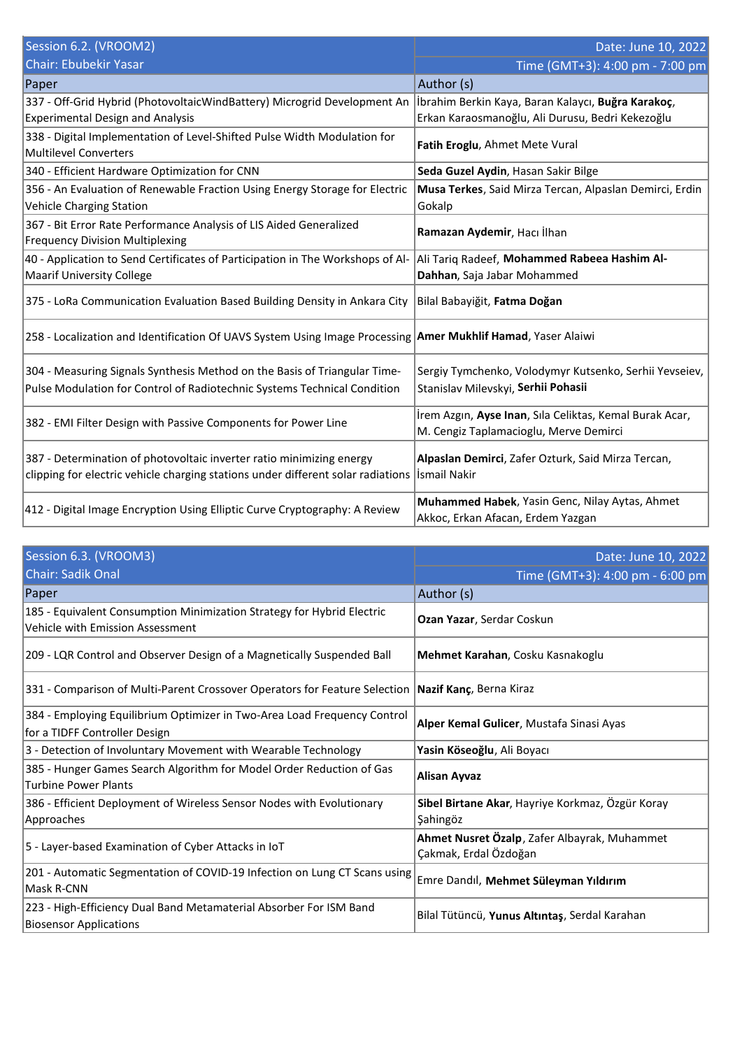| Session 6.2. (VROOM2) | Date: June 10, 2022 |
|---|---|
| Chair: Ebubekir Yasar | Time (GMT+3): 4:00 pm - 7:00 pm |
| Paper | Author (s) |
| 337 - Off-Grid Hybrid (PhotovoltaicWindBattery) Microgrid Development An Experimental Design and Analysis | İbrahim Berkin Kaya, Baran Kalaycı, **Buğra Karakoç**, Erkan Karaosmanoğlu, Ali Durusu, Bedri Kekezoğlu |
| 338 - Digital Implementation of Level-Shifted Pulse Width Modulation for Multilevel Converters | **Fatih Eroglu**, Ahmet Mete Vural |
| 340 - Efficient Hardware Optimization for CNN | **Seda Guzel Aydin**, Hasan Sakir Bilge |
| 356 - An Evaluation of Renewable Fraction Using Energy Storage for Electric Vehicle Charging Station | **Musa Terkes**, Said Mirza Tercan, Alpaslan Demirci, Erdin Gokalp |
| 367 - Bit Error Rate Performance Analysis of LIS Aided Generalized Frequency Division Multiplexing | **Ramazan Aydemir**, Hacı İlhan |
| 40 - Application to Send Certificates of Participation in The Workshops of Al-Maarif University College | Ali Tariq Radeef, **Mohammed Rabeea Hashim Al-Dahhan**, Saja Jabar Mohammed |
| 375 - LoRa Communication Evaluation Based Building Density in Ankara City | Bilal Babayiğit, **Fatma Doğan** |
| 258 - Localization and Identification Of UAVS System Using Image Processing | **Amer Mukhlif Hamad**, Yaser Alaiwi |
| 304 - Measuring Signals Synthesis Method on the Basis of Triangular Time-Pulse Modulation for Control of Radiotechnic Systems Technical Condition | Sergiy Tymchenko, Volodymyr Kutsenko, Serhii Yevseiev, Stanislav Milevskyi, **Serhii Pohasii** |
| 382 - EMI Filter Design with Passive Components for Power Line | İrem Azgın, **Ayse Inan**, Sıla Celiktas, Kemal Burak Acar, M. Cengiz Taplamacioglu, Merve Demirci |
| 387 - Determination of photovoltaic inverter ratio minimizing energy clipping for electric vehicle charging stations under different solar radiations | **Alpaslan Demirci**, Zafer Ozturk, Said Mirza Tercan, İsmail Nakir |
| 412 - Digital Image Encryption Using Elliptic Curve Cryptography: A Review | **Muhammed Habek**, Yasin Genc, Nilay Aytas, Ahmet Akkoc, Erkan Afacan, Erdem Yazgan |

| Session 6.3. (VROOM3) | Date: June 10, 2022 |
|---|---|
| Chair: Sadik Onal | Time (GMT+3): 4:00 pm - 6:00 pm |
| Paper | Author (s) |
| 185 - Equivalent Consumption Minimization Strategy for Hybrid Electric Vehicle with Emission Assessment | **Ozan Yazar**, Serdar Coskun |
| 209 - LQR Control and Observer Design of a Magnetically Suspended Ball | **Mehmet Karahan**, Cosku Kasnakoglu |
| 331 - Comparison of Multi-Parent Crossover Operators for Feature Selection | **Nazif Kanç**, Berna Kiraz |
| 384 - Employing Equilibrium Optimizer in Two-Area Load Frequency Control for a TIDFF Controller Design | **Alper Kemal Gulicer**, Mustafa Sinasi Ayas |
| 3 - Detection of Involuntary Movement with Wearable Technology | **Yasin Köseoğlu**, Ali Boyacı |
| 385 - Hunger Games Search Algorithm for Model Order Reduction of Gas Turbine Power Plants | **Alisan Ayvaz** |
| 386 - Efficient Deployment of Wireless Sensor Nodes with Evolutionary Approaches | **Sibel Birtane Akar**, Hayriye Korkmaz, Özgür Koray Şahingöz |
| 5 - Layer-based Examination of Cyber Attacks in IoT | **Ahmet Nusret Özalp**, Zafer Albayrak, Muhammet Çakmak, Erdal Özdoğan |
| 201 - Automatic Segmentation of COVID-19 Infection on Lung CT Scans using Mask R-CNN | Emre Dandıl, **Mehmet Süleyman Yıldırım** |
| 223 - High-Efficiency Dual Band Metamaterial Absorber For ISM Band Biosensor Applications | Bilal Tütüncü, **Yunus Altıntaş**, Serdal Karahan |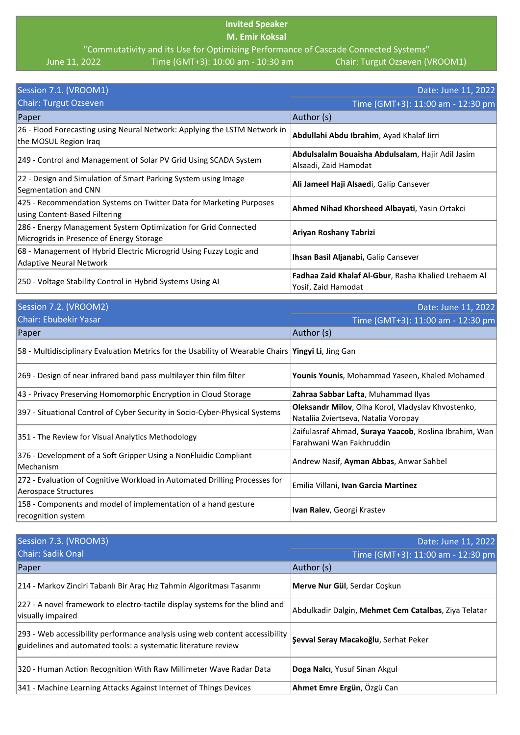**Invited Speaker**

**M. Emir Koksal**

"Commutativity and its Use for Optimizing Performance of Cascade Connected Systems"

June 11, 2022 | Time (GMT+3): 10:00 am - 10:30 am | Chair: Turgut Ozseven (VROOM1)

| Session 7.1. (VROOM1) | Date: June 11, 2022 |
|---|---|
| Chair: Turgut Ozseven | Time (GMT+3): 11:00 am - 12:30 pm |
| Paper | Author (s) |
| 26 - Flood Forecasting using Neural Network: Applying the LSTM Network in the MOSUL Region Iraq | **Abdullahi Abdu Ibrahim**, Ayad Khalaf Jirri |
| 249 - Control and Management of Solar PV Grid Using SCADA System | **Abdulsalalm Bouaisha Abdulsalam**, Hajir Adil Jasim Alsaadi, Zaid Hamodat |
| 22 - Design and Simulation of Smart Parking System using Image Segmentation and CNN | **Ali Jameel Haji Alsaed**i, Galip Cansever |
| 425 - Recommendation Systems on Twitter Data for Marketing Purposes using Content-Based Filtering | **Ahmed Nihad Khorsheed Albayati**, Yasin Ortakci |
| 286 - Energy Management System Optimization for Grid Connected Microgrids in Presence of Energy Storage | **Ariyan Roshany Tabrizi** |
| 68 - Management of Hybrid Electric Microgrid Using Fuzzy Logic and Adaptive Neural Network | **Ihsan Basil Aljanabi,** Galip Cansever |
| 250 - Voltage Stability Control in Hybrid Systems Using AI | **Fadhaa Zaid Khalaf Al-Gbur**, Rasha Khalied Lrehaem Al Yosif, Zaid Hamodat |

| Session 7.2. (VROOM2) | Date: June 11, 2022 |
|---|---|
| Chair: Ebubekir Yasar | Time (GMT+3): 11:00 am - 12:30 pm |
| Paper | Author (s) |
| 58 - Multidisciplinary Evaluation Metrics for the Usability of Wearable Chairs | **Yingyi Li**, Jing Gan |
| 269 - Design of near infrared band pass multilayer thin film filter | **Younis Younis**, Mohammad Yaseen, Khaled Mohamed |
| 43 - Privacy Preserving Homomorphic Encryption in Cloud Storage | **Zahraa Sabbar Lafta**, Muhammad Ilyas |
| 397 - Situational Control of Cyber Security in Socio-Cyber-Physical Systems | **Oleksandr Milov**, Olha Korol, Vladyslav Khvostenko, Nataliia Zviertseva, Natalia Voropay |
| 351 - The Review for Visual Analytics Methodology | Zaifulasraf Ahmad, **Suraya Yaacob**, Roslina Ibrahim, Wan Farahwani Wan Fakhruddin |
| 376 - Development of a Soft Gripper Using a NonFluidic Compliant Mechanism | Andrew Nasif, **Ayman Abbas**, Anwar Sahbel |
| 272 - Evaluation of Cognitive Workload in Automated Drilling Processes for Aerospace Structures | Emilia Villani, **Ivan Garcia Martinez** |
| 158 - Components and model of implementation of a hand gesture recognition system | **Ivan Ralev**, Georgi Krastev |

| Session 7.3. (VROOM3) | Date: June 11, 2022 |
|---|---|
| Chair: Sadik Onal | Time (GMT+3): 11:00 am - 12:30 pm |
| Paper | Author (s) |
| 214 - Markov Zinciri Tabanlı Bir Araç Hız Tahmin Algoritması Tasarımı | **Merve Nur Gül**, Serdar Coşkun |
| 227 - A novel framework to electro-tactile display systems for the blind and visually impaired | Abdulkadir Dalgin, **Mehmet Cem Catalbas**, Ziya Telatar |
| 293 - Web accessibility performance analysis using web content accessibility guidelines and automated tools: a systematic literature review | **Şevval Seray Macakoğlu**, Serhat Peker |
| 320 - Human Action Recognition With Raw Millimeter Wave Radar Data | **Doga Nalcı**, Yusuf Sinan Akgul |
| 341 - Machine Learning Attacks Against Internet of Things Devices | **Ahmet Emre Ergün**, Özgü Can |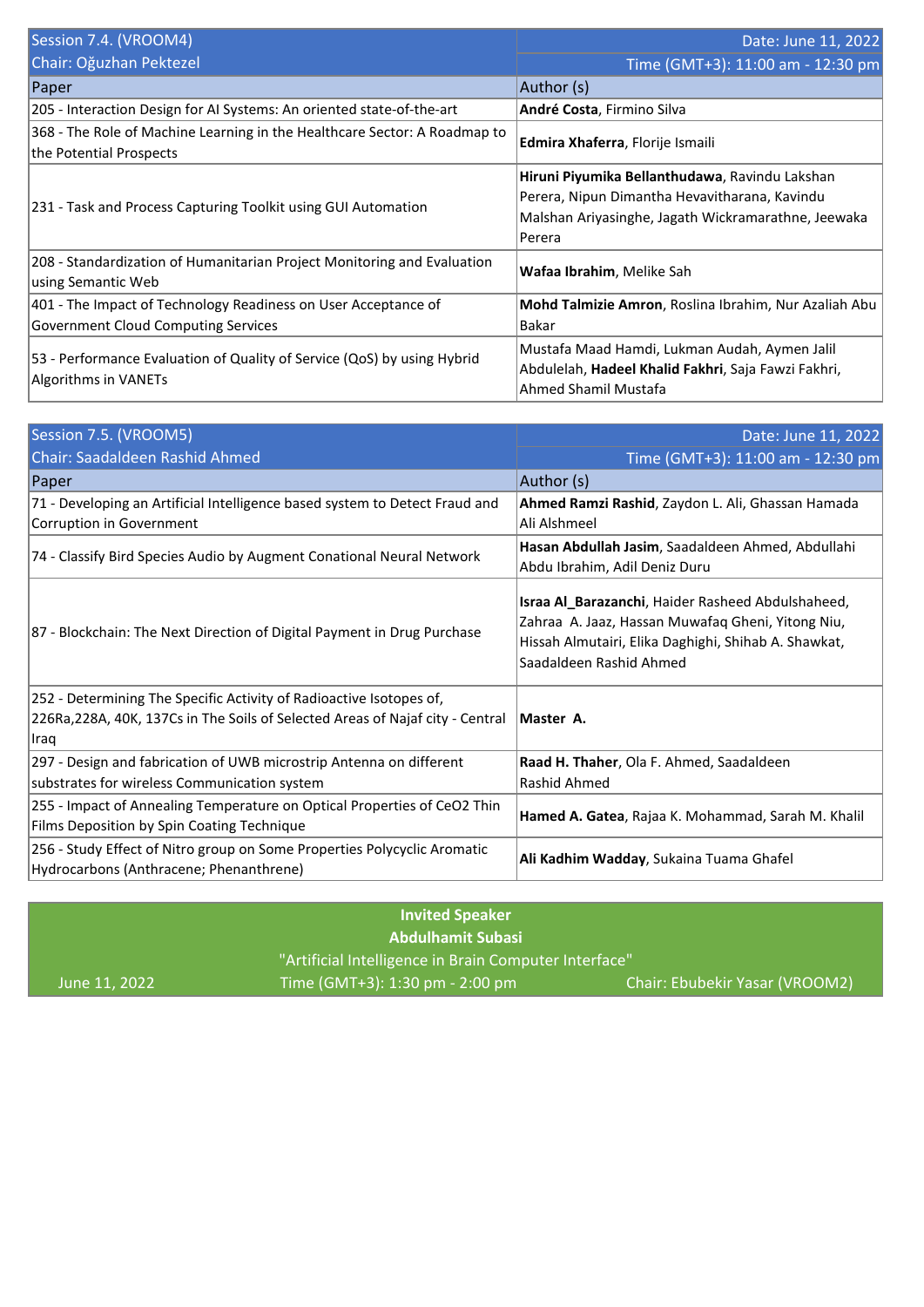| Session 7.4. (VROOM4) | Date: June 11, 2022 |
|---|---|
| Chair: Oğuzhan Pektezel | Time (GMT+3): 11:00 am - 12:30 pm |
| **Paper** | **Author (s)** |
| 205 - Interaction Design for AI Systems: An oriented state-of-the-art | **André Costa**, Firmino Silva |
| 368 - The Role of Machine Learning in the Healthcare Sector: A Roadmap to the Potential Prospects | **Edmira Xhaferra**, Florije Ismaili |
| 231 - Task and Process Capturing Toolkit using GUI Automation | **Hiruni Piyumika Bellanthudawa**, Ravindu Lakshan Perera, Nipun Dimantha Hevavitharana, Kavindu Malshan Ariyasinghe, Jagath Wickramarathne, Jeewaka Perera |
| 208 - Standardization of Humanitarian Project Monitoring and Evaluation using Semantic Web | **Wafaa Ibrahim**, Melike Sah |
| 401 - The Impact of Technology Readiness on User Acceptance of Government Cloud Computing Services | **Mohd Talmizie Amron**, Roslina Ibrahim, Nur Azaliah Abu Bakar |
| 53 - Performance Evaluation of Quality of Service (QoS) by using Hybrid Algorithms in VANETs | Mustafa Maad Hamdi, Lukman Audah, Aymen Jalil Abdulelah, **Hadeel Khalid Fakhri**, Saja Fawzi Fakhri, Ahmed Shamil Mustafa |

| Session 7.5. (VROOM5) | Date: June 11, 2022 |
|---|---|
| Chair: Saadaldeen Rashid Ahmed | Time (GMT+3): 11:00 am - 12:30 pm |
| **Paper** | **Author (s)** |
| 71 - Developing an Artificial Intelligence based system to Detect Fraud and Corruption in Government | **Ahmed Ramzi Rashid**, Zaydon L. Ali, Ghassan Hamada Ali Alshmeel |
| 74 - Classify Bird Species Audio by Augment Conational Neural Network | **Hasan Abdullah Jasim**, Saadaldeen Ahmed, Abdullahi Abdu Ibrahim, Adil Deniz Duru |
| 87 - Blockchain: The Next Direction of Digital Payment in Drug Purchase | **Israa Al_Barazanchi**, Haider Rasheed Abdulshaheed, Zahraa A. Jaaz, Hassan Muwafaq Gheni, Yitong Niu, Hissah Almutairi, Elika Daghighi, Shihab A. Shawkat, Saadaldeen Rashid Ahmed |
| 252 - Determining The Specific Activity of Radioactive Isotopes of, 226Ra,228A, 40K, 137Cs in The Soils of Selected Areas of Najaf city - Central Iraq | **Master A.** |
| 297 - Design and fabrication of UWB microstrip Antenna on different substrates for wireless Communication system | **Raad H. Thaher**, Ola F. Ahmed, Saadaldeen Rashid Ahmed |
| 255 - Impact of Annealing Temperature on Optical Properties of CeO2 Thin Films Deposition by Spin Coating Technique | **Hamed A. Gatea**, Rajaa K. Mohammad, Sarah M. Khalil |
| 256 - Study Effect of Nitro group on Some Properties Polycyclic Aromatic Hydrocarbons (Anthracene; Phenanthrene) | **Ali Kadhim Wadday**, Sukaina Tuama Ghafel |

**Invited Speaker**

**Abdulhamit Subasi**

"Artificial Intelligence in Brain Computer Interface"

June 11, 2022 | Time (GMT+3): 1:30 pm - 2:00 pm | Chair: Ebubekir Yasar (VROOM2)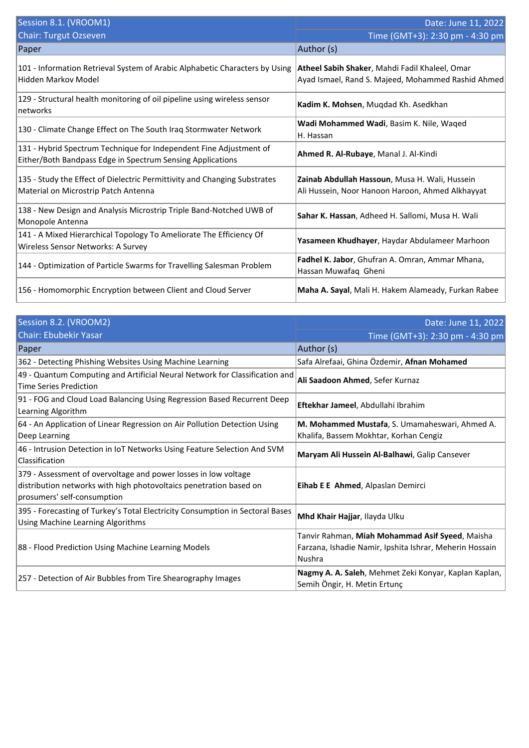| Session 8.1. (VROOM1) | Date: June 11, 2022 |
|---|---|
| Chair: Turgut Ozseven | Time (GMT+3): 2:30 pm - 4:30 pm |
| Paper | Author (s) |
| 101 - Information Retrieval System of Arabic Alphabetic Characters by Using Hidden Markov Model | **Atheel Sabih Shaker**, Mahdi Fadil Khaleel, Omar Ayad Ismael, Rand S. Majeed, Mohammed Rashid Ahmed |
| 129 - Structural health monitoring of oil pipeline using wireless sensor networks | **Kadim K. Mohsen**, Muqdad Kh. Asedkhan |
| 130 - Climate Change Effect on The South Iraq Stormwater Network | **Wadi Mohammed Wadi**, Basim K. Nile, Waqed H. Hassan |
| 131 - Hybrid Spectrum Technique for Independent Fine Adjustment of Either/Both Bandpass Edge in Spectrum Sensing Applications | **Ahmed R. Al-Rubaye**, Manal J. Al-Kindi |
| 135 - Study the Effect of Dielectric Permittivity and Changing Substrates Material on Microstrip Patch Antenna | **Zainab Abdullah Hassoun**, Musa H. Wali, Hussein Ali Hussein, Noor Hanoon Haroon, Ahmed Alkhayyat |
| 138 - New Design and Analysis Microstrip Triple Band-Notched UWB of Monopole Antenna | **Sahar K. Hassan**, Adheed H. Sallomi, Musa H. Wali |
| 141 - A Mixed Hierarchical Topology To Ameliorate The Efficiency Of Wireless Sensor Networks: A Survey | **Yasameen Khudhayer**, Haydar Abdulameer Marhoon |
| 144 - Optimization of Particle Swarms for Travelling Salesman Problem | **Fadhel K. Jabor**, Ghufran A. Omran, Ammar Mhana, Hassan Muwafaq Gheni |
| 156 - Homomorphic Encryption between Client and Cloud Server | **Maha A. Sayal**, Mali H. Hakem Alameady, Furkan Rabee |

| Session 8.2. (VROOM2) | Date: June 11, 2022 |
|---|---|
| Chair: Ebubekir Yasar | Time (GMT+3): 2:30 pm - 4:30 pm |
| Paper | Author (s) |
| 362 - Detecting Phishing Websites Using Machine Learning | Safa Alrefaai, Ghina Özdemir, **Afnan Mohamed** |
| 49 - Quantum Computing and Artificial Neural Network for Classification and Time Series Prediction | **Ali Saadoon Ahmed**, Sefer Kurnaz |
| 91 - FOG and Cloud Load Balancing Using Regression Based Recurrent Deep Learning Algorithm | **Eftekhar Jameel**, Abdullahi Ibrahim |
| 64 - An Application of Linear Regression on Air Pollution Detection Using Deep Learning | **M. Mohammed Mustafa**, S. Umamaheswari, Ahmed A. Khalifa, Bassem Mokhtar, Korhan Cengiz |
| 46 - Intrusion Detection in IoT Networks Using Feature Selection And SVM Classification | **Maryam Ali Hussein Al-Balhawi**, Galip Cansever |
| 379 - Assessment of overvoltage and power losses in low voltage distribution networks with high photovoltaics penetration based on prosumers' self-consumption | **Eihab E E Ahmed**, Alpaslan Demirci |
| 395 - Forecasting of Turkey's Total Electricity Consumption in Sectoral Bases Using Machine Learning Algorithms | **Mhd Khair Hajjar**, Ilayda Ulku |
| 88 - Flood Prediction Using Machine Learning Models | Tanvir Rahman, **Miah Mohammad Asif Syeed**, Maisha Farzana, Ishadie Namir, Ipshita Ishrar, Meherin Hossain Nushra |
| 257 - Detection of Air Bubbles from Tire Shearography Images | **Nagmy A. A. Saleh**, Mehmet Zeki Konyar, Kaplan Kaplan, Semih Öngir, H. Metin Ertunç |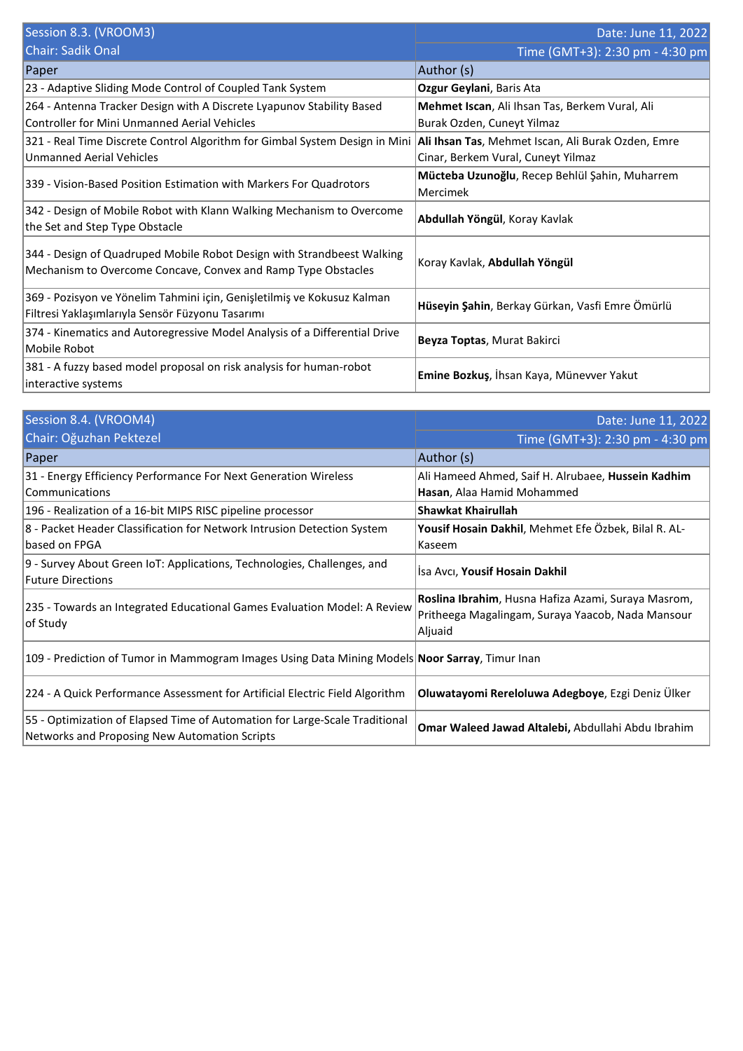| Session 8.3. (VROOM3) | Date: June 11, 2022 |
|---|---|
| Chair: Sadik Onal | Time (GMT+3): 2:30 pm - 4:30 pm |
| Paper | Author (s) |
| 23 - Adaptive Sliding Mode Control of Coupled Tank System | **Ozgur Geylani**, Baris Ata |
| 264 - Antenna Tracker Design with A Discrete Lyapunov Stability Based Controller for Mini Unmanned Aerial Vehicles | **Mehmet Iscan**, Ali Ihsan Tas, Berkem Vural, Ali Burak Ozden, Cuneyt Yilmaz |
| 321 - Real Time Discrete Control Algorithm for Gimbal System Design in Mini Unmanned Aerial Vehicles | **Ali Ihsan Tas**, Mehmet Iscan, Ali Burak Ozden, Emre Cinar, Berkem Vural, Cuneyt Yilmaz |
| 339 - Vision-Based Position Estimation with Markers For Quadrotors | **Mücteba Uzunoğlu**, Recep Behlül Şahin, Muharrem Mercimek |
| 342 - Design of Mobile Robot with Klann Walking Mechanism to Overcome the Set and Step Type Obstacle | **Abdullah Yöngül**, Koray Kavlak |
| 344 - Design of Quadruped Mobile Robot Design with Strandbeest Walking Mechanism to Overcome Concave, Convex and Ramp Type Obstacles | Koray Kavlak, **Abdullah Yöngül** |
| 369 - Pozisyon ve Yönelim Tahmini için, Genişletilmiş ve Kokusuz Kalman Filtresi Yaklaşımlarıyla Sensör Füzyonu Tasarımı | **Hüseyin Şahin**, Berkay Gürkan, Vasfi Emre Ömürlü |
| 374 - Kinematics and Autoregressive Model Analysis of a Differential Drive Mobile Robot | **Beyza Toptas**, Murat Bakirci |
| 381 - A fuzzy based model proposal on risk analysis for human-robot interactive systems | **Emine Bozkuş**, İhsan Kaya, Münevver Yakut |

| Session 8.4. (VROOM4) | Date: June 11, 2022 |
|---|---|
| Chair: Oğuzhan Pektezel | Time (GMT+3): 2:30 pm - 4:30 pm |
| Paper | Author (s) |
| 31 - Energy Efficiency Performance For Next Generation Wireless Communications | Ali Hameed Ahmed, Saif H. Alrubaee, **Hussein Kadhim Hasan**, Alaa Hamid Mohammed |
| 196 - Realization of a 16-bit MIPS RISC pipeline processor | **Shawkat Khairullah** |
| 8 - Packet Header Classification for Network Intrusion Detection System based on FPGA | **Yousif Hosain Dakhil**, Mehmet Efe Özbek, Bilal R. AL-Kaseem |
| 9 - Survey About Green IoT: Applications, Technologies, Challenges, and Future Directions | İsa Avcı, **Yousif Hosain Dakhil** |
| 235 - Towards an Integrated Educational Games Evaluation Model: A Review of Study | **Roslina Ibrahim**, Husna Hafiza Azami, Suraya Masrom, Pritheega Magalingam, Suraya Yaacob, Nada Mansour Aljuaid |
| 109 - Prediction of Tumor in Mammogram Images Using Data Mining Models | **Noor Sarray**, Timur Inan |
| 224 - A Quick Performance Assessment for Artificial Electric Field Algorithm | **Oluwatayomi Rereloluwa Adegboye**, Ezgi Deniz Ülker |
| 55 - Optimization of Elapsed Time of Automation for Large-Scale Traditional Networks and Proposing New Automation Scripts | **Omar Waleed Jawad Altalebi**, Abdullahi Abdu Ibrahim |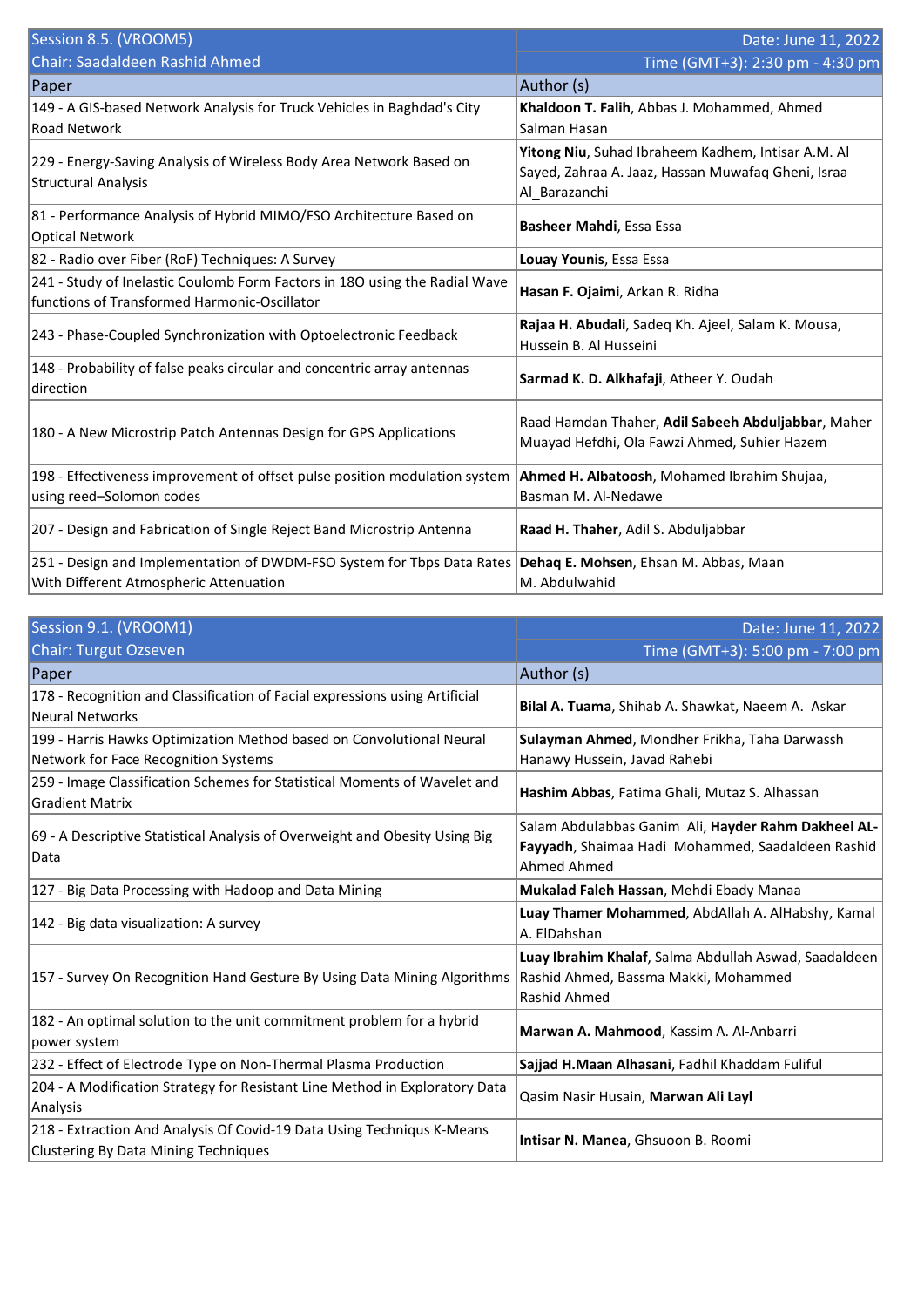| Session 8.5. (VROOM5) | Date: June 11, 2022 |
|---|---|
| Chair: Saadaldeen Rashid Ahmed | Time (GMT+3): 2:30 pm - 4:30 pm |
| **Paper** | **Author (s)** |
| 149 - A GIS-based Network Analysis for Truck Vehicles in Baghdad's City Road Network | **Khaldoon T. Falih**, Abbas J. Mohammed, Ahmed Salman Hasan |
| 229 - Energy-Saving Analysis of Wireless Body Area Network Based on Structural Analysis | **Yitong Niu**, Suhad Ibraheem Kadhem, Intisar A.M. Al Sayed, Zahraa A. Jaaz, Hassan Muwafaq Gheni, Israa Al_Barazanchi |
| 81 - Performance Analysis of Hybrid MIMO/FSO Architecture Based on Optical Network | **Basheer Mahdi**, Essa Essa |
| 82 - Radio over Fiber (RoF) Techniques: A Survey | **Louay Younis**, Essa Essa |
| 241 - Study of Inelastic Coulomb Form Factors in 18O using the Radial Wave functions of Transformed Harmonic-Oscillator | **Hasan F. Ojaimi**, Arkan R. Ridha |
| 243 - Phase-Coupled Synchronization with Optoelectronic Feedback | **Rajaa H. Abudali**, Sadeq Kh. Ajeel, Salam K. Mousa, Hussein B. Al Husseini |
| 148 - Probability of false peaks circular and concentric array antennas direction | **Sarmad K. D. Alkhafaji**, Atheer Y. Oudah |
| 180 - A New Microstrip Patch Antennas Design for GPS Applications | Raad Hamdan Thaher, **Adil Sabeeh Abduljabbar**, Maher Muayad Hefdhi, Ola Fawzi Ahmed, Suhier Hazem |
| 198 - Effectiveness improvement of offset pulse position modulation system using reed–Solomon codes | **Ahmed H. Albatoosh**, Mohamed Ibrahim Shujaa, Basman M. Al-Nedawe |
| 207 - Design and Fabrication of Single Reject Band Microstrip Antenna | **Raad H. Thaher**, Adil S. Abduljabbar |
| 251 - Design and Implementation of DWDM-FSO System for Tbps Data Rates With Different Atmospheric Attenuation | **Dehaq E. Mohsen**, Ehsan M. Abbas, Maan M. Abdulwahid |

| Session 9.1. (VROOM1) | Date: June 11, 2022 |
|---|---|
| Chair: Turgut Ozseven | Time (GMT+3): 5:00 pm - 7:00 pm |
| **Paper** | **Author (s)** |
| 178 - Recognition and Classification of Facial expressions using Artificial Neural Networks | **Bilal A. Tuama**, Shihab A. Shawkat, Naeem A. Askar |
| 199 - Harris Hawks Optimization Method based on Convolutional Neural Network for Face Recognition Systems | **Sulayman Ahmed**, Mondher Frikha, Taha Darwassh Hanawy Hussein, Javad Rahebi |
| 259 - Image Classification Schemes for Statistical Moments of Wavelet and Gradient Matrix | **Hashim Abbas**, Fatima Ghali, Mutaz S. Alhassan |
| 69 - A Descriptive Statistical Analysis of Overweight and Obesity Using Big Data | Salam Abdulabbas Ganim Ali, **Hayder Rahm Dakheel AL-Fayyadh**, Shaimaa Hadi Mohammed, Saadaldeen Rashid Ahmed Ahmed |
| 127 - Big Data Processing with Hadoop and Data Mining | **Mukalad Faleh Hassan**, Mehdi Ebady Manaa |
| 142 - Big data visualization: A survey | **Luay Thamer Mohammed**, AbdAllah A. AlHabshy, Kamal A. ElDahshan |
| 157 - Survey On Recognition Hand Gesture By Using Data Mining Algorithms | **Luay Ibrahim Khalaf**, Salma Abdullah Aswad, Saadaldeen Rashid Ahmed, Bassma Makki, Mohammed Rashid Ahmed |
| 182 - An optimal solution to the unit commitment problem for a hybrid power system | **Marwan A. Mahmood**, Kassim A. Al-Anbarri |
| 232 - Effect of Electrode Type on Non-Thermal Plasma Production | **Sajjad H.Maan Alhasani**, Fadhil Khaddam Fuliful |
| 204 - A Modification Strategy for Resistant Line Method in Exploratory Data Analysis | Qasim Nasir Husain, **Marwan Ali Layl** |
| 218 - Extraction And Analysis Of Covid-19 Data Using Techniqus K-Means Clustering By Data Mining Techniques | **Intisar N. Manea**, Ghsuoon B. Roomi |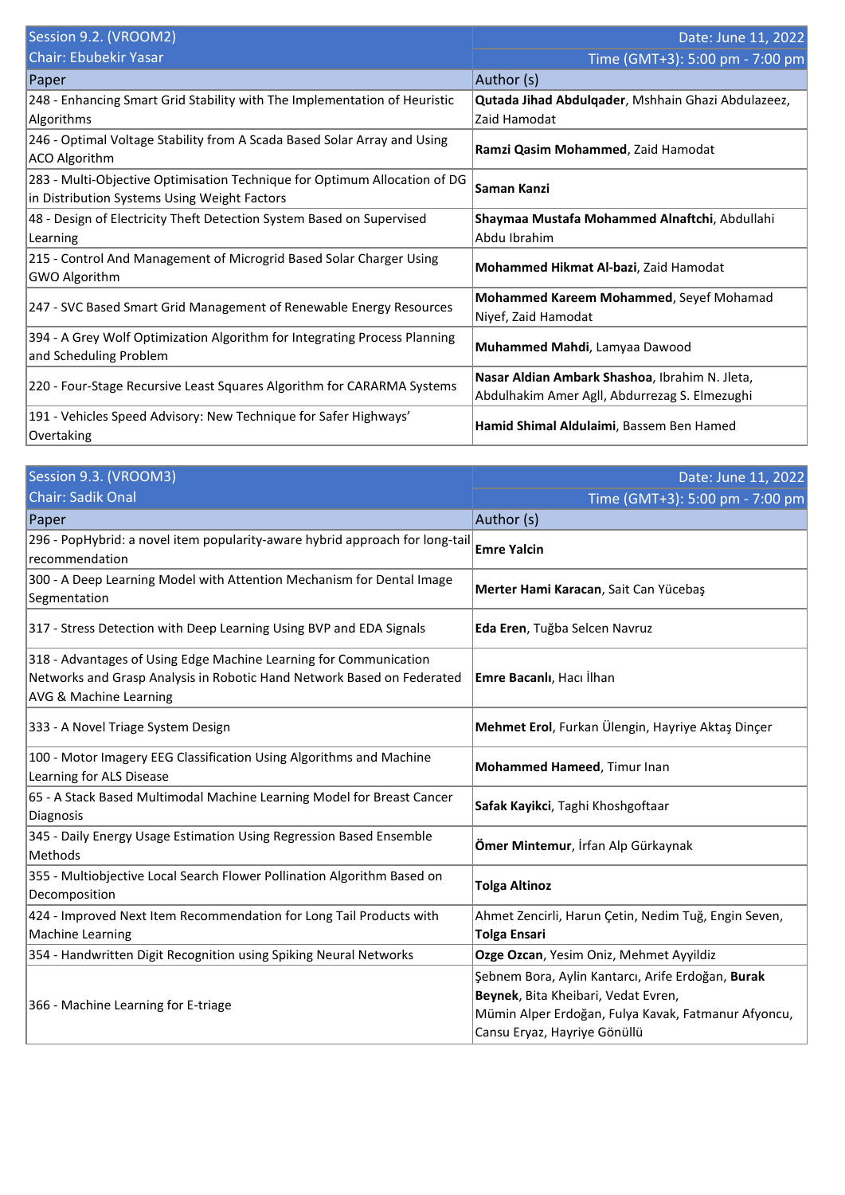| Session 9.2. (VROOM2) | Date: June 11, 2022 |
|---|---|
| Chair: Ebubekir Yasar | Time (GMT+3): 5:00 pm - 7:00 pm |
| Paper | Author (s) |
| 248 - Enhancing Smart Grid Stability with The Implementation of Heuristic Algorithms | **Qutada Jihad Abdulqader**, Mshhain Ghazi Abdulazeez, Zaid Hamodat |
| 246 - Optimal Voltage Stability from A Scada Based Solar Array and Using ACO Algorithm | **Ramzi Qasim Mohammed**, Zaid Hamodat |
| 283 - Multi-Objective Optimisation Technique for Optimum Allocation of DG in Distribution Systems Using Weight Factors | **Saman Kanzi** |
| 48 - Design of Electricity Theft Detection System Based on Supervised Learning | **Shaymaa Mustafa Mohammed Alnaftchi**, Abdullahi Abdu Ibrahim |
| 215 - Control And Management of Microgrid Based Solar Charger Using GWO Algorithm | **Mohammed Hikmat Al-bazi**, Zaid Hamodat |
| 247 - SVC Based Smart Grid Management of Renewable Energy Resources | **Mohammed Kareem Mohammed**, Seyef Mohamad Niyef, Zaid Hamodat |
| 394 - A Grey Wolf Optimization Algorithm for Integrating Process Planning and Scheduling Problem | **Muhammed Mahdi**, Lamyaa Dawood |
| 220 - Four-Stage Recursive Least Squares Algorithm for CARARMA Systems | **Nasar Aldian Ambark Shashoa**, Ibrahim N. Jleta, Abdulhakim Amer Agll, Abdurrezag S. Elmezughi |
| 191 - Vehicles Speed Advisory: New Technique for Safer Highways' Overtaking | **Hamid Shimal Aldulaimi**, Bassem Ben Hamed |

| Session 9.3. (VROOM3) | Date: June 11, 2022 |
|---|---|
| Chair: Sadik Onal | Time (GMT+3): 5:00 pm - 7:00 pm |
| Paper | Author (s) |
| 296 - PopHybrid: a novel item popularity-aware hybrid approach for long-tail recommendation | **Emre Yalcin** |
| 300 - A Deep Learning Model with Attention Mechanism for Dental Image Segmentation | **Merter Hami Karacan**, Sait Can Yücebaş |
| 317 - Stress Detection with Deep Learning Using BVP and EDA Signals | **Eda Eren**, Tuğba Selcen Navruz |
| 318 - Advantages of Using Edge Machine Learning for Communication Networks and Grasp Analysis in Robotic Hand Network Based on Federated AVG & Machine Learning | **Emre Bacanlı**, Hacı İlhan |
| 333 - A Novel Triage System Design | **Mehmet Erol**, Furkan Ülengin, Hayriye Aktaş Dinçer |
| 100 - Motor Imagery EEG Classification Using Algorithms and Machine Learning for ALS Disease | **Mohammed Hameed**, Timur Inan |
| 65 - A Stack Based Multimodal Machine Learning Model for Breast Cancer Diagnosis | **Safak Kayikci**, Taghi Khoshgoftaar |
| 345 - Daily Energy Usage Estimation Using Regression Based Ensemble Methods | **Ömer Mintemur**, İrfan Alp Gürkaynak |
| 355 - Multiobjective Local Search Flower Pollination Algorithm Based on Decomposition | **Tolga Altinoz** |
| 424 - Improved Next Item Recommendation for Long Tail Products with Machine Learning | Ahmet Zencirli, Harun Çetin, Nedim Tuğ, Engin Seven, **Tolga Ensari** |
| 354 - Handwritten Digit Recognition using Spiking Neural Networks | **Ozge Ozcan**, Yesim Oniz, Mehmet Ayyildiz |
| 366 - Machine Learning for E-triage | Şebnem Bora, Aylin Kantarcı, Arife Erdoğan, **Burak Beynek**, Bita Kheibari, Vedat Evren, Mümin Alper Erdoğan, Fulya Kavak, Fatmanur Afyoncu, Cansu Eryaz, Hayriye Gönüllü |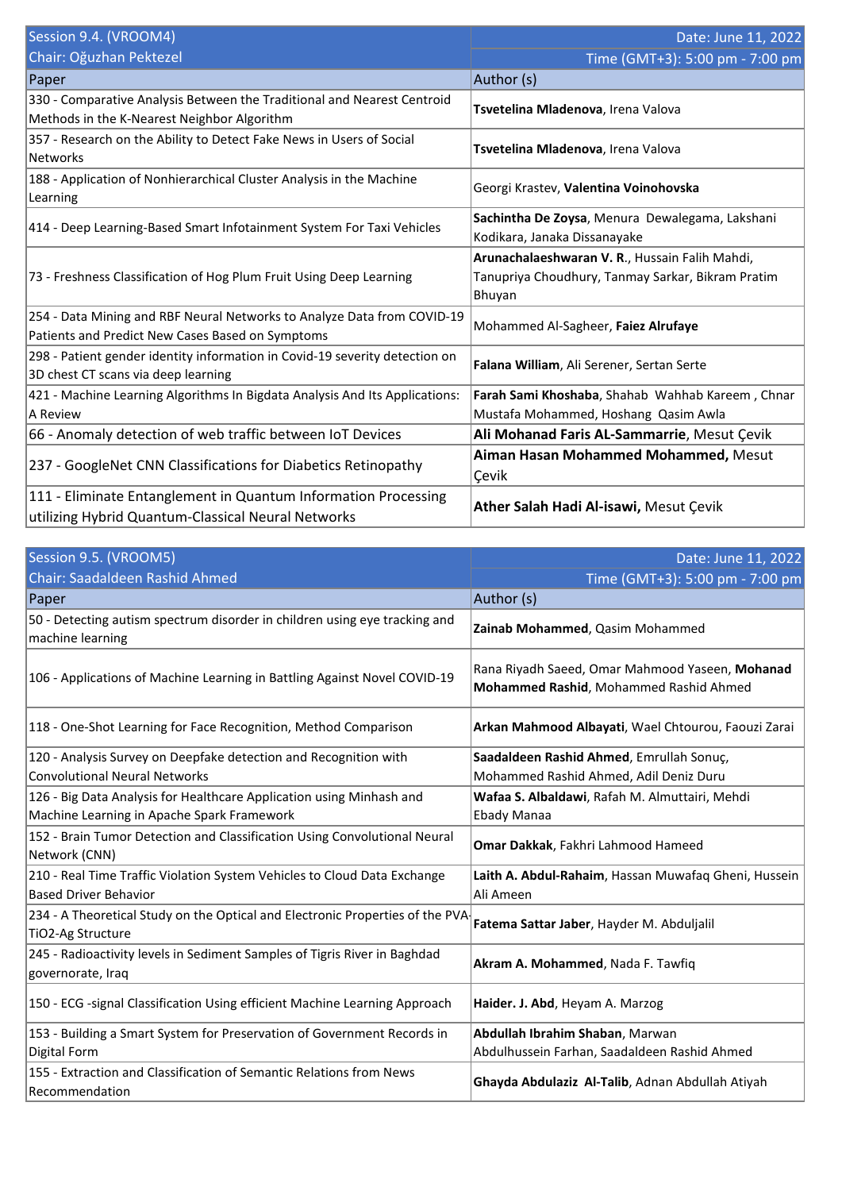| Session 9.4. (VROOM4) | Date: June 11, 2022 |
|---|---|
| Chair: Oğuzhan Pektezel | Time (GMT+3): 5:00 pm - 7:00 pm |
| Paper | Author (s) |
| 330 - Comparative Analysis Between the Traditional and Nearest Centroid Methods in the K-Nearest Neighbor Algorithm | **Tsvetelina Mladenova**, Irena Valova |
| 357 - Research on the Ability to Detect Fake News in Users of Social Networks | **Tsvetelina Mladenova**, Irena Valova |
| 188 - Application of Nonhierarchical Cluster Analysis in the Machine Learning | Georgi Krastev, **Valentina Voinohovska** |
| 414 - Deep Learning-Based Smart Infotainment System For Taxi Vehicles | **Sachintha De Zoysa**, Menura Dewalegama, Lakshani Kodikara, Janaka Dissanayake |
| 73 - Freshness Classification of Hog Plum Fruit Using Deep Learning | **Arunachalaeshwaran V. R.**, Hussain Falih Mahdi, Tanupriya Choudhury, Tanmay Sarkar, Bikram Pratim Bhuyan |
| 254 - Data Mining and RBF Neural Networks to Analyze Data from COVID-19 Patients and Predict New Cases Based on Symptoms | Mohammed Al-Sagheer, **Faiez Alrufaye** |
| 298 - Patient gender identity information in Covid-19 severity detection on 3D chest CT scans via deep learning | **Falana William**, Ali Serener, Sertan Serte |
| 421 - Machine Learning Algorithms In Bigdata Analysis And Its Applications: A Review | **Farah Sami Khoshaba**, Shahab Wahhab Kareem , Chnar Mustafa Mohammed, Hoshang Qasim Awla |
| 66 - Anomaly detection of web traffic between IoT Devices | **Ali Mohanad Faris AL-Sammarrie**, Mesut Çevik |
| 237 - GoogleNet CNN Classifications for Diabetics Retinopathy | **Aiman Hasan Mohammed Mohammed,** Mesut Çevik |
| 111 - Eliminate Entanglement in Quantum Information Processing utilizing Hybrid Quantum-Classical Neural Networks | **Ather Salah Hadi Al-isawi,** Mesut Çevik |

| Session 9.5. (VROOM5) | Date: June 11, 2022 |
|---|---|
| Chair: Saadaldeen Rashid Ahmed | Time (GMT+3): 5:00 pm - 7:00 pm |
| Paper | Author (s) |
| 50 - Detecting autism spectrum disorder in children using eye tracking and machine learning | **Zainab Mohammed**, Qasim Mohammed |
| 106 - Applications of Machine Learning in Battling Against Novel COVID-19 | Rana Riyadh Saeed, Omar Mahmood Yaseen, **Mohanad Mohammed Rashid**, Mohammed Rashid Ahmed |
| 118 - One-Shot Learning for Face Recognition, Method Comparison | **Arkan Mahmood Albayati**, Wael Chtourou, Faouzi Zarai |
| 120 - Analysis Survey on Deepfake detection and Recognition with Convolutional Neural Networks | **Saadaldeen Rashid Ahmed**, Emrullah Sonuç, Mohammed Rashid Ahmed, Adil Deniz Duru |
| 126 - Big Data Analysis for Healthcare Application using Minhash and Machine Learning in Apache Spark Framework | **Wafaa S. Albaldawi**, Rafah M. Almuttairi, Mehdi Ebady Manaa |
| 152 - Brain Tumor Detection and Classification Using Convolutional Neural Network (CNN) | **Omar Dakkak**, Fakhri Lahmood Hameed |
| 210 - Real Time Traffic Violation System Vehicles to Cloud Data Exchange Based Driver Behavior | **Laith A. Abdul-Rahaim**, Hassan Muwafaq Gheni, Hussein Ali Ameen |
| 234 - A Theoretical Study on the Optical and Electronic Properties of the PVA-TiO2-Ag Structure | **Fatema Sattar Jaber**, Hayder M. Abduljalil |
| 245 - Radioactivity levels in Sediment Samples of Tigris River in Baghdad governorate, Iraq | **Akram A. Mohammed**, Nada F. Tawfiq |
| 150 - ECG -signal Classification Using efficient Machine Learning Approach | **Haider. J. Abd**, Heyam A. Marzog |
| 153 - Building a Smart System for Preservation of Government Records in Digital Form | **Abdullah Ibrahim Shaban**, Marwan Abdulhussein Farhan, Saadaldeen Rashid Ahmed |
| 155 - Extraction and Classification of Semantic Relations from News Recommendation | **Ghayda Abdulaziz Al-Talib**, Adnan Abdullah Atiyah |